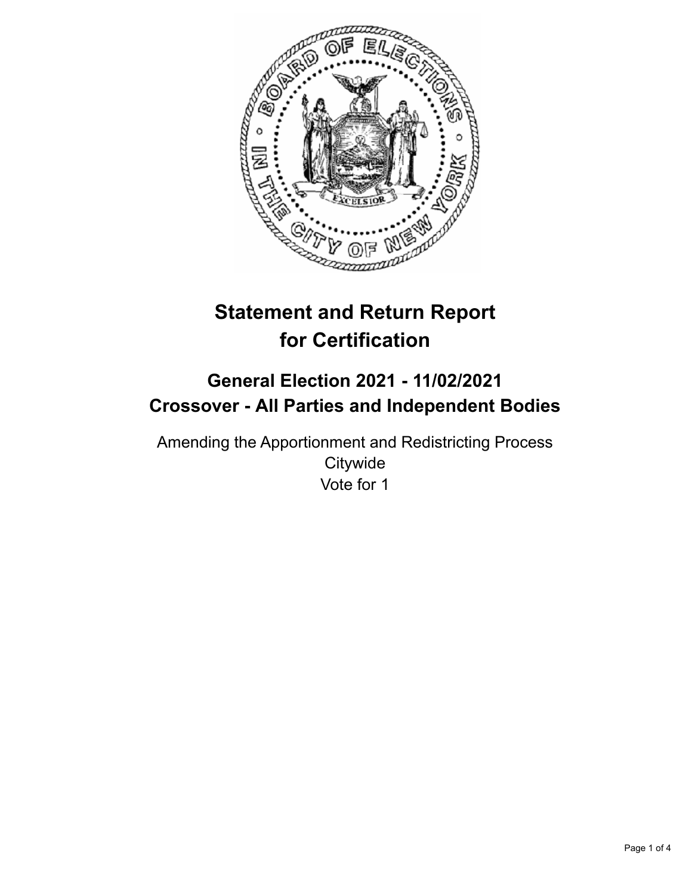# Statement and Return Report for Certification

## General Election 2021 - 11/02/2021
## Crossover - All Parties and Independent Bodies

Amending the Apportionment and Redistricting Process
Citywide
Vote for 1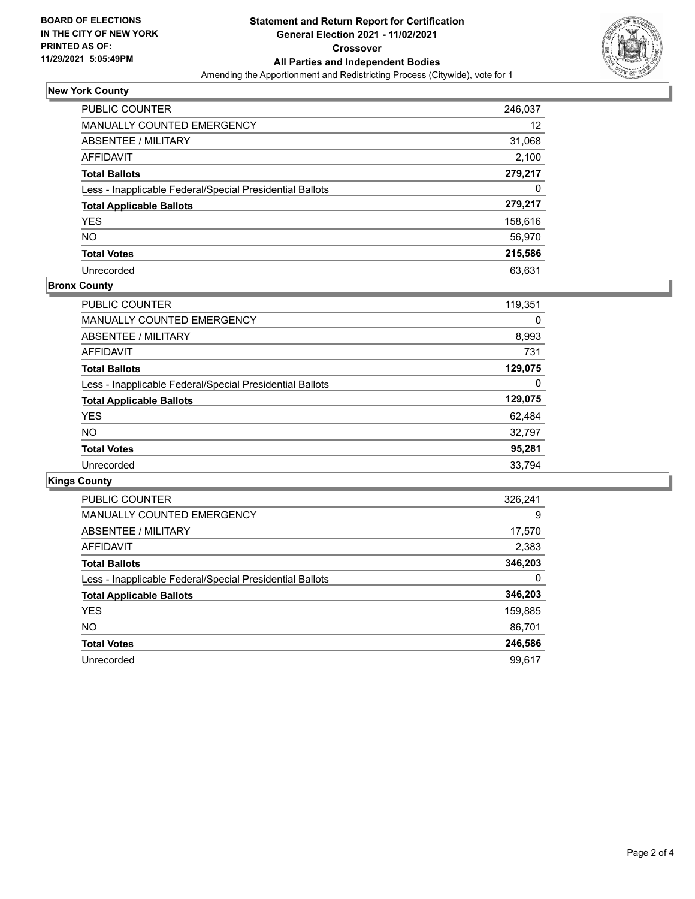**BOARD OF ELECTIONS IN THE CITY OF NEW YORK PRINTED AS OF: 11/29/2021 5:05:49PM**

# Statement and Return Report for Certification
## General Election 2021 - 11/02/2021
## Crossover
## All Parties and Independent Bodies
Amending the Apportionment and Redistricting Process (Citywide), vote for 1

### New York County

| | |
|---|---|
| PUBLIC COUNTER | 246,037 |
| MANUALLY COUNTED EMERGENCY | 12 |
| ABSENTEE / MILITARY | 31,068 |
| AFFIDAVIT | 2,100 |
| **Total Ballots** | **279,217** |
| Less - Inapplicable Federal/Special Presidential Ballots | 0 |
| **Total Applicable Ballots** | **279,217** |
| YES | 158,616 |
| NO | 56,970 |
| **Total Votes** | **215,586** |
| Unrecorded | 63,631 |

### Bronx County

| | |
|---|---|
| PUBLIC COUNTER | 119,351 |
| MANUALLY COUNTED EMERGENCY | 0 |
| ABSENTEE / MILITARY | 8,993 |
| AFFIDAVIT | 731 |
| **Total Ballots** | **129,075** |
| Less - Inapplicable Federal/Special Presidential Ballots | 0 |
| **Total Applicable Ballots** | **129,075** |
| YES | 62,484 |
| NO | 32,797 |
| **Total Votes** | **95,281** |
| Unrecorded | 33,794 |

### Kings County

| | |
|---|---|
| PUBLIC COUNTER | 326,241 |
| MANUALLY COUNTED EMERGENCY | 9 |
| ABSENTEE / MILITARY | 17,570 |
| AFFIDAVIT | 2,383 |
| **Total Ballots** | **346,203** |
| Less - Inapplicable Federal/Special Presidential Ballots | 0 |
| **Total Applicable Ballots** | **346,203** |
| YES | 159,885 |
| NO | 86,701 |
| **Total Votes** | **246,586** |
| Unrecorded | 99,617 |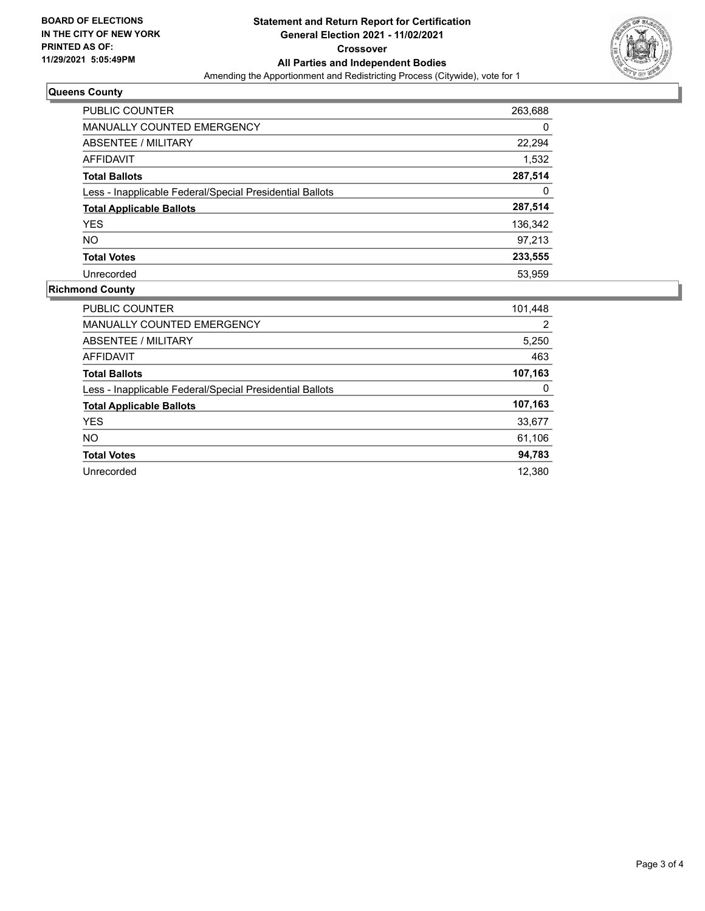**BOARD OF ELECTIONS**
**IN THE CITY OF NEW YORK**
**PRINTED AS OF:**
**11/29/2021 5:05:49PM**

# Statement and Return Report for Certification
## General Election 2021 - 11/02/2021
## Crossover
## All Parties and Independent Bodies
Amending the Apportionment and Redistricting Process (Citywide), vote for 1

### Queens County

| | |
|---|---|
| PUBLIC COUNTER | 263,688 |
| MANUALLY COUNTED EMERGENCY | 0 |
| ABSENTEE / MILITARY | 22,294 |
| AFFIDAVIT | 1,532 |
| **Total Ballots** | **287,514** |
| Less - Inapplicable Federal/Special Presidential Ballots | 0 |
| **Total Applicable Ballots** | **287,514** |
| YES | 136,342 |
| NO | 97,213 |
| **Total Votes** | **233,555** |
| Unrecorded | 53,959 |

### Richmond County

| | |
|---|---|
| PUBLIC COUNTER | 101,448 |
| MANUALLY COUNTED EMERGENCY | 2 |
| ABSENTEE / MILITARY | 5,250 |
| AFFIDAVIT | 463 |
| **Total Ballots** | **107,163** |
| Less - Inapplicable Federal/Special Presidential Ballots | 0 |
| **Total Applicable Ballots** | **107,163** |
| YES | 33,677 |
| NO | 61,106 |
| **Total Votes** | **94,783** |
| Unrecorded | 12,380 |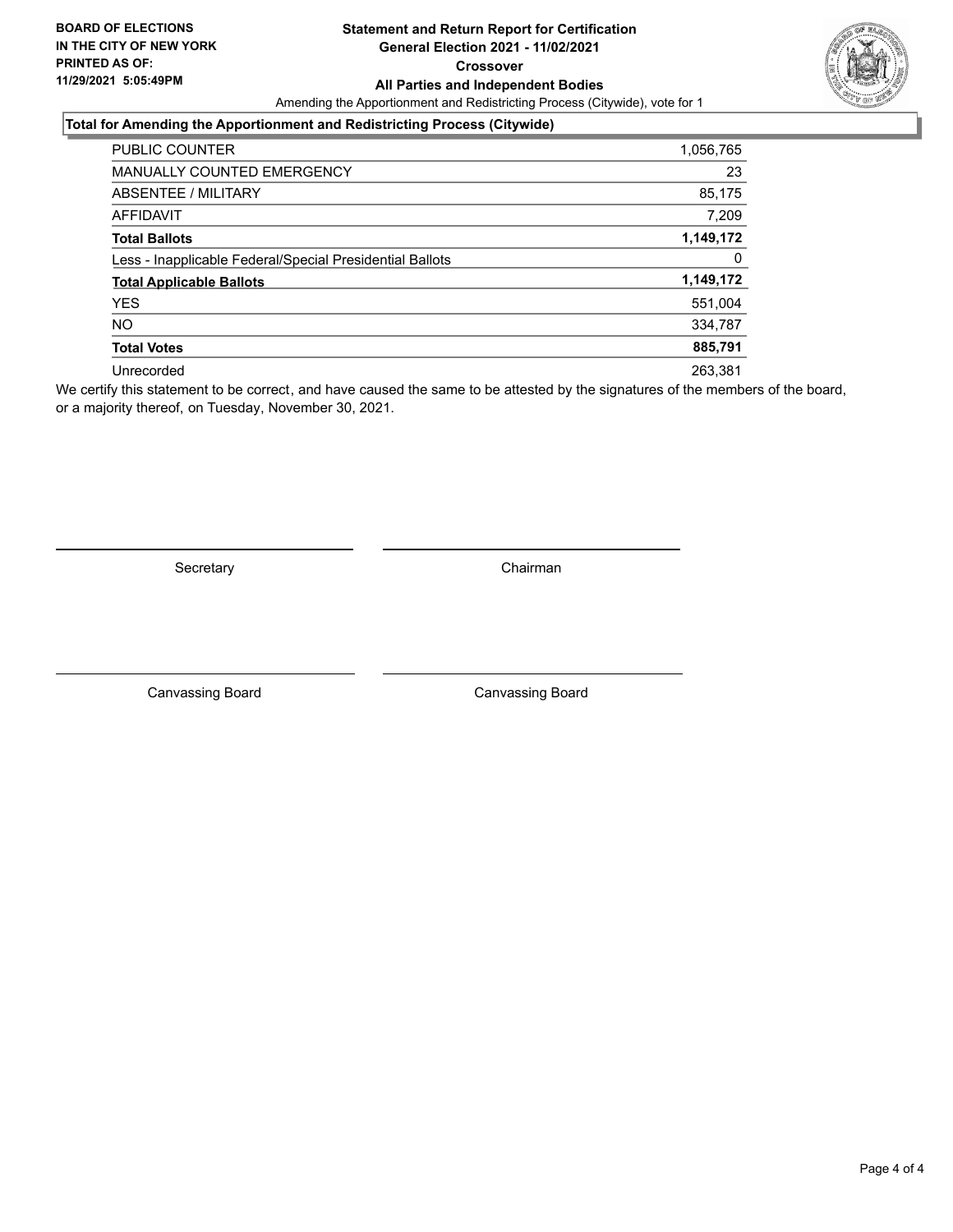**BOARD OF ELECTIONS IN THE CITY OF NEW YORK**
**PRINTED AS OF: 11/29/2021 5:05:49PM**

**Statement and Return Report for Certification**
**General Election 2021 - 11/02/2021**
**Crossover**
**All Parties and Independent Bodies**
Amending the Apportionment and Redistricting Process (Citywide), vote for 1

### Total for Amending the Apportionment and Redistricting Process (Citywide)

| | |
|---|---|
| PUBLIC COUNTER | 1,056,765 |
| MANUALLY COUNTED EMERGENCY | 23 |
| ABSENTEE / MILITARY | 85,175 |
| AFFIDAVIT | 7,209 |
| **Total Ballots** | **1,149,172** |
| Less - Inapplicable Federal/Special Presidential Ballots | 0 |
| **Total Applicable Ballots** | **1,149,172** |
| YES | 551,004 |
| NO | 334,787 |
| **Total Votes** | **885,791** |
| Unrecorded | 263,381 |

We certify this statement to be correct, and have caused the same to be attested by the signatures of the members of the board, or a majority thereof, on Tuesday, November 30, 2021.

Secretary

Chairman

Canvassing Board

Canvassing Board